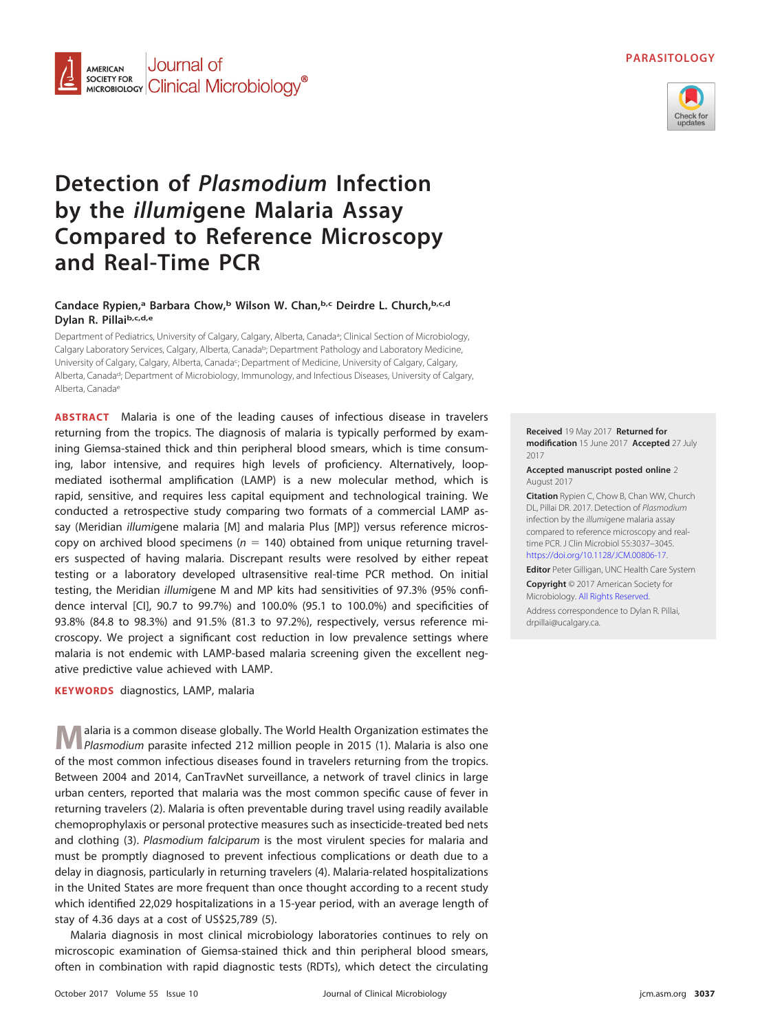PARASITOLOGY

# Detection of *Plasmodium* Infection by the *illumi*gene Malaria Assay Compared to Reference Microscopy and Real-Time PCR

**Candace Rypien,[a] Barbara Chow,[b] Wilson W. Chan,[b,c] Deirdre L. Church,[b,c,d] Dylan R. Pillai[b,c,d,e]**

Department of Pediatrics, University of Calgary, Calgary, Alberta, Canada[a]; Clinical Section of Microbiology, Calgary Laboratory Services, Calgary, Alberta, Canada[b]; Department Pathology and Laboratory Medicine, University of Calgary, Calgary, Alberta, Canada[c]; Department of Medicine, University of Calgary, Calgary, Alberta, Canada[d]; Department of Microbiology, Immunology, and Infectious Diseases, University of Calgary, Alberta, Canada[e]

**ABSTRACT** Malaria is one of the leading causes of infectious disease in travelers returning from the tropics. The diagnosis of malaria is typically performed by examining Giemsa-stained thick and thin peripheral blood smears, which is time consuming, labor intensive, and requires high levels of proficiency. Alternatively, loop-mediated isothermal amplification (LAMP) is a new molecular method, which is rapid, sensitive, and requires less capital equipment and technological training. We conducted a retrospective study comparing two formats of a commercial LAMP assay (Meridian *illumi*gene malaria [M] and malaria Plus [MP]) versus reference microscopy on archived blood specimens ($n = 140$) obtained from unique returning travelers suspected of having malaria. Discrepant results were resolved by either repeat testing or a laboratory developed ultrasensitive real-time PCR method. On initial testing, the Meridian *illumi*gene M and MP kits had sensitivities of 97.3% (95% confidence interval [CI], 90.7 to 99.7%) and 100.0% (95.1 to 100.0%) and specificities of 93.8% (84.8 to 98.3%) and 91.5% (81.3 to 97.2%), respectively, versus reference microscopy. We project a significant cost reduction in low prevalence settings where malaria is not endemic with LAMP-based malaria screening given the excellent negative predictive value achieved with LAMP.

**KEYWORDS** diagnostics, LAMP, malaria

**Received** 19 May 2017 **Returned for modification** 15 June 2017 **Accepted** 27 July 2017

**Accepted manuscript posted online** 2 August 2017

**Citation** Rypien C, Chow B, Chan WW, Church DL, Pillai DR. 2017. Detection of *Plasmodium* infection by the *illumi*gene malaria assay compared to reference microscopy and real-time PCR. J Clin Microbiol 55:3037–3045. https://doi.org/10.1128/JCM.00806-17.

**Editor** Peter Gilligan, UNC Health Care System

**Copyright** © 2017 American Society for Microbiology. All Rights Reserved.

Address correspondence to Dylan R. Pillai, drpillai@ucalgary.ca.

Malaria is a common disease globally. The World Health Organization estimates the *Plasmodium* parasite infected 212 million people in 2015 (1). Malaria is also one of the most common infectious diseases found in travelers returning from the tropics. Between 2004 and 2014, CanTravNet surveillance, a network of travel clinics in large urban centers, reported that malaria was the most common specific cause of fever in returning travelers (2). Malaria is often preventable during travel using readily available chemoprophylaxis or personal protective measures such as insecticide-treated bed nets and clothing (3). *Plasmodium falciparum* is the most virulent species for malaria and must be promptly diagnosed to prevent infectious complications or death due to a delay in diagnosis, particularly in returning travelers (4). Malaria-related hospitalizations in the United States are more frequent than once thought according to a recent study which identified 22,029 hospitalizations in a 15-year period, with an average length of stay of 4.36 days at a cost of US$25,789 (5).

Malaria diagnosis in most clinical microbiology laboratories continues to rely on microscopic examination of Giemsa-stained thick and thin peripheral blood smears, often in combination with rapid diagnostic tests (RDTs), which detect the circulating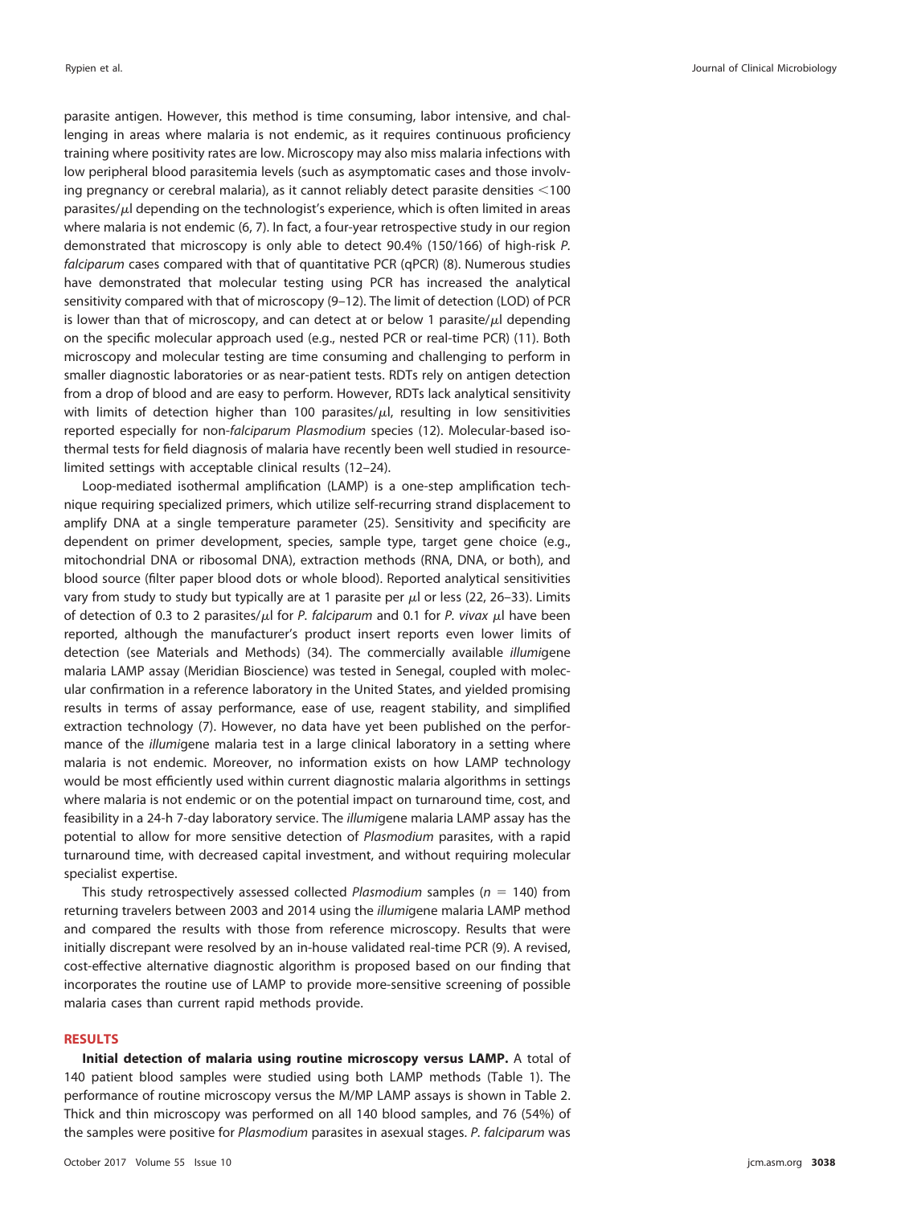parasite antigen. However, this method is time consuming, labor intensive, and challenging in areas where malaria is not endemic, as it requires continuous proficiency training where positivity rates are low. Microscopy may also miss malaria infections with low peripheral blood parasitemia levels (such as asymptomatic cases and those involving pregnancy or cerebral malaria), as it cannot reliably detect parasite densities <100 parasites/μl depending on the technologist's experience, which is often limited in areas where malaria is not endemic (6, 7). In fact, a four-year retrospective study in our region demonstrated that microscopy is only able to detect 90.4% (150/166) of high-risk *P. falciparum* cases compared with that of quantitative PCR (qPCR) (8). Numerous studies have demonstrated that molecular testing using PCR has increased the analytical sensitivity compared with that of microscopy (9–12). The limit of detection (LOD) of PCR is lower than that of microscopy, and can detect at or below 1 parasite/μl depending on the specific molecular approach used (e.g., nested PCR or real-time PCR) (11). Both microscopy and molecular testing are time consuming and challenging to perform in smaller diagnostic laboratories or as near-patient tests. RDTs rely on antigen detection from a drop of blood and are easy to perform. However, RDTs lack analytical sensitivity with limits of detection higher than 100 parasites/μl, resulting in low sensitivities reported especially for non-*falciparum Plasmodium* species (12). Molecular-based isothermal tests for field diagnosis of malaria have recently been well studied in resource-limited settings with acceptable clinical results (12–24).

Loop-mediated isothermal amplification (LAMP) is a one-step amplification technique requiring specialized primers, which utilize self-recurring strand displacement to amplify DNA at a single temperature parameter (25). Sensitivity and specificity are dependent on primer development, species, sample type, target gene choice (e.g., mitochondrial DNA or ribosomal DNA), extraction methods (RNA, DNA, or both), and blood source (filter paper blood dots or whole blood). Reported analytical sensitivities vary from study to study but typically are at 1 parasite per μl or less (22, 26–33). Limits of detection of 0.3 to 2 parasites/μl for *P. falciparum* and 0.1 for *P. vivax* μl have been reported, although the manufacturer's product insert reports even lower limits of detection (see Materials and Methods) (34). The commercially available *illumi*gene malaria LAMP assay (Meridian Bioscience) was tested in Senegal, coupled with molecular confirmation in a reference laboratory in the United States, and yielded promising results in terms of assay performance, ease of use, reagent stability, and simplified extraction technology (7). However, no data have yet been published on the performance of the *illumi*gene malaria test in a large clinical laboratory in a setting where malaria is not endemic. Moreover, no information exists on how LAMP technology would be most efficiently used within current diagnostic malaria algorithms in settings where malaria is not endemic or on the potential impact on turnaround time, cost, and feasibility in a 24-h 7-day laboratory service. The *illumi*gene malaria LAMP assay has the potential to allow for more sensitive detection of *Plasmodium* parasites, with a rapid turnaround time, with decreased capital investment, and without requiring molecular specialist expertise.

This study retrospectively assessed collected *Plasmodium* samples ($n = 140$) from returning travelers between 2003 and 2014 using the *illumi*gene malaria LAMP method and compared the results with those from reference microscopy. Results that were initially discrepant were resolved by an in-house validated real-time PCR (9). A revised, cost-effective alternative diagnostic algorithm is proposed based on our finding that incorporates the routine use of LAMP to provide more-sensitive screening of possible malaria cases than current rapid methods provide.

## RESULTS

**Initial detection of malaria using routine microscopy versus LAMP.** A total of 140 patient blood samples were studied using both LAMP methods (Table 1). The performance of routine microscopy versus the M/MP LAMP assays is shown in Table 2. Thick and thin microscopy was performed on all 140 blood samples, and 76 (54%) of the samples were positive for *Plasmodium* parasites in asexual stages. *P. falciparum* was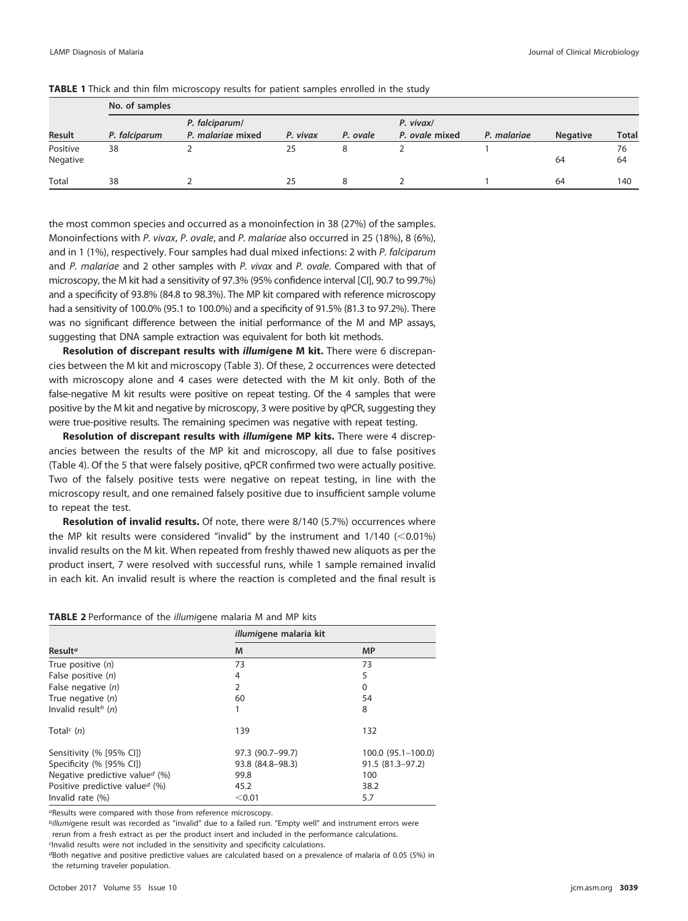**TABLE 1** Thick and thin film microscopy results for patient samples enrolled in the study

| Result | No. of samples | | | | | | | |
|---|---|---|---|---|---|---|---|---|
| | *P. falciparum* | *P. falciparum*/ *P. malariae* mixed | *P. vivax* | *P. ovale* | *P. vivax*/ *P. ovale* mixed | *P. malariae* | Negative | Total |
| Positive | 38 | 2 | 25 | 8 | 2 | 1 | | 76 |
| Negative | | | | | | | 64 | 64 |
| Total | 38 | 2 | 25 | 8 | 2 | 1 | 64 | 140 |

the most common species and occurred as a monoinfection in 38 (27%) of the samples. Monoinfections with *P. vivax*, *P. ovale*, and *P. malariae* also occurred in 25 (18%), 8 (6%), and in 1 (1%), respectively. Four samples had dual mixed infections: 2 with *P. falciparum* and *P. malariae* and 2 other samples with *P. vivax* and *P. ovale*. Compared with that of microscopy, the M kit had a sensitivity of 97.3% (95% confidence interval [CI], 90.7 to 99.7%) and a specificity of 93.8% (84.8 to 98.3%). The MP kit compared with reference microscopy had a sensitivity of 100.0% (95.1 to 100.0%) and a specificity of 91.5% (81.3 to 97.2%). There was no significant difference between the initial performance of the M and MP assays, suggesting that DNA sample extraction was equivalent for both kit methods.

**Resolution of discrepant results with *illumi*gene M kit.** There were 6 discrepancies between the M kit and microscopy (Table 3). Of these, 2 occurrences were detected with microscopy alone and 4 cases were detected with the M kit only. Both of the false-negative M kit results were positive on repeat testing. Of the 4 samples that were positive by the M kit and negative by microscopy, 3 were positive by qPCR, suggesting they were true-positive results. The remaining specimen was negative with repeat testing.

**Resolution of discrepant results with *illumi*gene MP kits.** There were 4 discrepancies between the results of the MP kit and microscopy, all due to false positives (Table 4). Of the 5 that were falsely positive, qPCR confirmed two were actually positive. Two of the falsely positive tests were negative on repeat testing, in line with the microscopy result, and one remained falsely positive due to insufficient sample volume to repeat the test.

**Resolution of invalid results.** Of note, there were 8/140 (5.7%) occurrences where the MP kit results were considered "invalid" by the instrument and 1/140 (<0.01%) invalid results on the M kit. When repeated from freshly thawed new aliquots as per the product insert, 7 were resolved with successful runs, while 1 sample remained invalid in each kit. An invalid result is where the reaction is completed and the final result is

**TABLE 2** Performance of the *illumi*gene malaria M and MP kits

| Result[a] | *illumi*gene malaria kit | |
|---|---|---|
| | M | MP |
| True positive (*n*) | 73 | 73 |
| False positive (*n*) | 4 | 5 |
| False negative (*n*) | 2 | 0 |
| True negative (*n*) | 60 | 54 |
| Invalid result[b] (*n*) | 1 | 8 |
| Total[c] (*n*) | 139 | 132 |
| Sensitivity (% [95% CI]) | 97.3 (90.7–99.7) | 100.0 (95.1–100.0) |
| Specificity (% [95% CI]) | 93.8 (84.8–98.3) | 91.5 (81.3–97.2) |
| Negative predictive value[d] (%) | 99.8 | 100 |
| Positive predictive value[d] (%) | 45.2 | 38.2 |
| Invalid rate (%) | <0.01 | 5.7 |

[a]Results were compared with those from reference microscopy.
[b]*illumi*gene result was recorded as "invalid" due to a failed run. "Empty well" and instrument errors were rerun from a fresh extract as per the product insert and included in the performance calculations.
[c]Invalid results were not included in the sensitivity and specificity calculations.
[d]Both negative and positive predictive values are calculated based on a prevalence of malaria of 0.05 (5%) in the returning traveler population.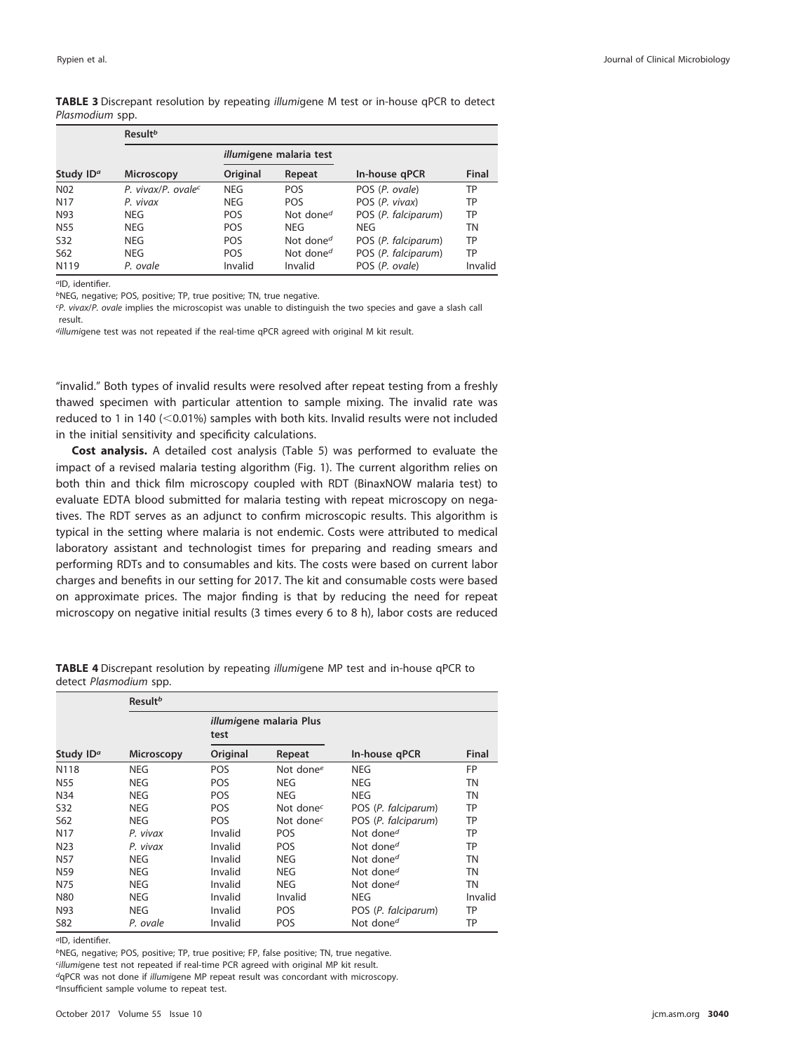**TABLE 3** Discrepant resolution by repeating *illumi*gene M test or in-house qPCR to detect *Plasmodium* spp.

| | Result[b] | | | | |
|---|---|---|---|---|---|
| | | *illumi*gene malaria test | | | |
| Study ID[a] | Microscopy | Original | Repeat | In-house qPCR | Final |
| N02 | *P. vivax*/*P. ovale*[c] | NEG | POS | POS (*P. ovale*) | TP |
| N17 | *P. vivax* | NEG | POS | POS (*P. vivax*) | TP |
| N93 | NEG | POS | Not done[d] | POS (*P. falciparum*) | TP |
| N55 | NEG | POS | NEG | NEG | TN |
| S32 | NEG | POS | Not done[d] | POS (*P. falciparum*) | TP |
| S62 | NEG | POS | Not done[d] | POS (*P. falciparum*) | TP |
| N119 | *P. ovale* | Invalid | Invalid | POS (*P. ovale*) | Invalid |

[a]ID, identifier.

[b]NEG, negative; POS, positive; TP, true positive; TN, true negative.

[c]*P. vivax*/*P. ovale* implies the microscopist was unable to distinguish the two species and gave a slash call result.

[d]*illumi*gene test was not repeated if the real-time qPCR agreed with original M kit result.

"invalid." Both types of invalid results were resolved after repeat testing from a freshly thawed specimen with particular attention to sample mixing. The invalid rate was reduced to 1 in 140 (<0.01%) samples with both kits. Invalid results were not included in the initial sensitivity and specificity calculations.

**Cost analysis.** A detailed cost analysis (Table 5) was performed to evaluate the impact of a revised malaria testing algorithm (Fig. 1). The current algorithm relies on both thin and thick film microscopy coupled with RDT (BinaxNOW malaria test) to evaluate EDTA blood submitted for malaria testing with repeat microscopy on negatives. The RDT serves as an adjunct to confirm microscopic results. This algorithm is typical in the setting where malaria is not endemic. Costs were attributed to medical laboratory assistant and technologist times for preparing and reading smears and performing RDTs and to consumables and kits. The costs were based on current labor charges and benefits in our setting for 2017. The kit and consumable costs were based on approximate prices. The major finding is that by reducing the need for repeat microscopy on negative initial results (3 times every 6 to 8 h), labor costs are reduced

**TABLE 4** Discrepant resolution by repeating *illumi*gene MP test and in-house qPCR to detect *Plasmodium* spp.

| | Result[b] | | | | |
|---|---|---|---|---|---|
| | | *illumi*gene malaria Plus test | | | |
| Study ID[a] | Microscopy | Original | Repeat | In-house qPCR | Final |
| N118 | NEG | POS | Not done[e] | NEG | FP |
| N55 | NEG | POS | NEG | NEG | TN |
| N34 | NEG | POS | NEG | NEG | TN |
| S32 | NEG | POS | Not done[c] | POS (*P. falciparum*) | TP |
| S62 | NEG | POS | Not done[c] | POS (*P. falciparum*) | TP |
| N17 | *P. vivax* | Invalid | POS | Not done[d] | TP |
| N23 | *P. vivax* | Invalid | POS | Not done[d] | TP |
| N57 | NEG | Invalid | NEG | Not done[d] | TN |
| N59 | NEG | Invalid | NEG | Not done[d] | TN |
| N75 | NEG | Invalid | NEG | Not done[d] | TN |
| N80 | NEG | Invalid | Invalid | NEG | Invalid |
| N93 | NEG | Invalid | POS | POS (*P. falciparum*) | TP |
| S82 | *P. ovale* | Invalid | POS | Not done[d] | TP |

[a]ID, identifier.

[b]NEG, negative; POS, positive; TP, true positive; FP, false positive; TN, true negative.

[c]*illumi*gene test not repeated if real-time PCR agreed with original MP kit result.

[d]qPCR was not done if *illumi*gene MP repeat result was concordant with microscopy.

[e]Insufficient sample volume to repeat test.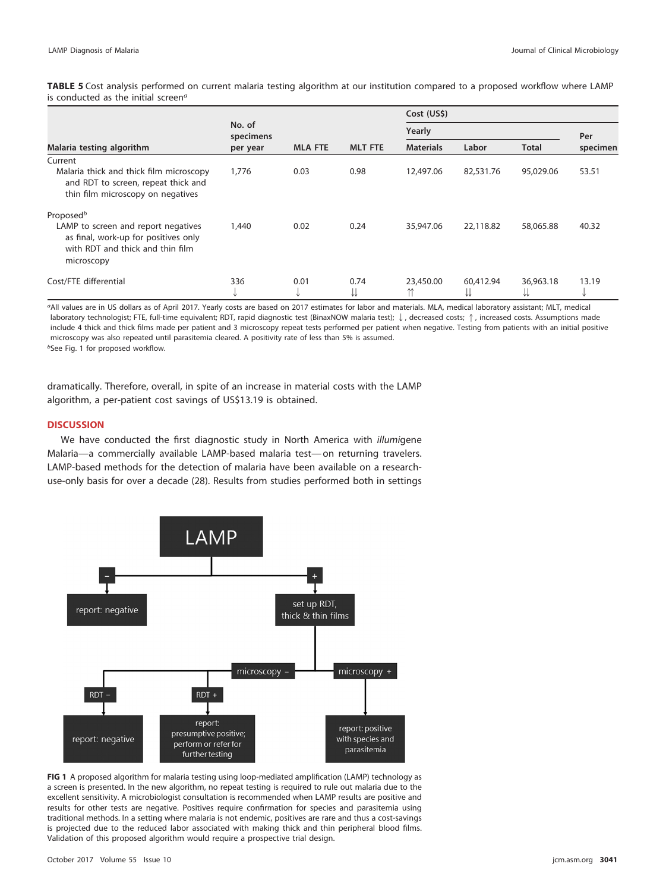**TABLE 5** Cost analysis performed on current malaria testing algorithm at our institution compared to a proposed workflow where LAMP is conducted as the initial screen[a]

| Malaria testing algorithm | No. of specimens per year | MLA FTE | MLT FTE | Cost (US$) Yearly Materials | Labor | Total | Per specimen |
|---|---|---|---|---|---|---|---|
| Current | | | | | | | |
| Malaria thick and thick film microscopy and RDT to screen, repeat thick and thin film microscopy on negatives | 1,776 | 0.03 | 0.98 | 12,497.06 | 82,531.76 | 95,029.06 | 53.51 |
| Proposed[b] | | | | | | | |
| LAMP to screen and report negatives as final, work-up for positives only with RDT and thick and thin film microscopy | 1,440 | 0.02 | 0.24 | 35,947.06 | 22,118.82 | 58,065.88 | 40.32 |
| Cost/FTE differential | 336 ↓ | 0.01 ↓ | 0.74 ⇊ | 23,450.00 ⇈ | 60,412.94 ⇊ | 36,963.18 ⇊ | 13.19 ↓ |

[a]All values are in US dollars as of April 2017. Yearly costs are based on 2017 estimates for labor and materials. MLA, medical laboratory assistant; MLT, medical laboratory technologist; FTE, full-time equivalent; RDT, rapid diagnostic test (BinaxNOW malaria test); ↓, decreased costs; ↑, increased costs. Assumptions made include 4 thick and thick films made per patient and 3 microscopy repeat tests performed per patient when negative. Testing from patients with an initial positive microscopy was also repeated until parasitemia cleared. A positivity rate of less than 5% is assumed.

[b]See Fig. 1 for proposed workflow.

dramatically. Therefore, overall, in spite of an increase in material costs with the LAMP algorithm, a per-patient cost savings of US$13.19 is obtained.

## DISCUSSION

We have conducted the first diagnostic study in North America with *illumi*gene Malaria—a commercially available LAMP-based malaria test—on returning travelers. LAMP-based methods for the detection of malaria have been available on a research-use-only basis for over a decade (28). Results from studies performed both in settings

**FIG 1** A proposed algorithm for malaria testing using loop-mediated amplification (LAMP) technology as a screen is presented. In the new algorithm, no repeat testing is required to rule out malaria due to the excellent sensitivity. A microbiologist consultation is recommended when LAMP results are positive and results for other tests are negative. Positives require confirmation for species and parasitemia using traditional methods. In a setting where malaria is not endemic, positives are rare and thus a cost-savings is projected due to the reduced labor associated with making thick and thin peripheral blood films. Validation of this proposed algorithm would require a prospective trial design.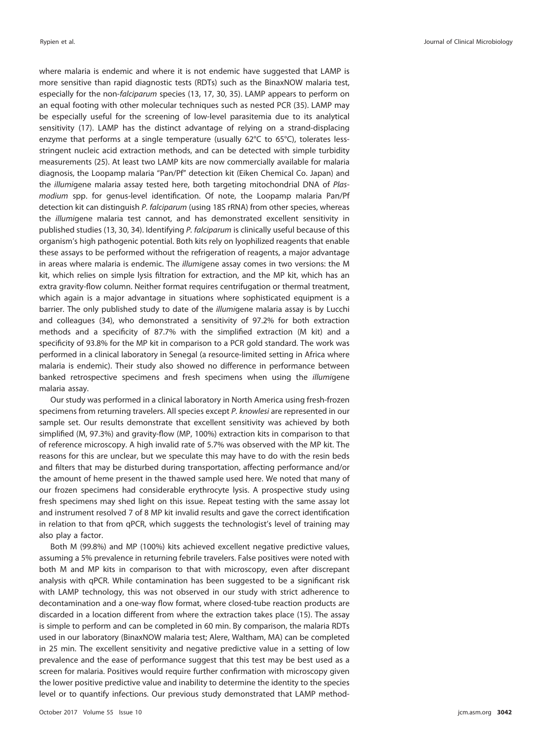where malaria is endemic and where it is not endemic have suggested that LAMP is more sensitive than rapid diagnostic tests (RDTs) such as the BinaxNOW malaria test, especially for the non-*falciparum* species (13, 17, 30, 35). LAMP appears to perform on an equal footing with other molecular techniques such as nested PCR (35). LAMP may be especially useful for the screening of low-level parasitemia due to its analytical sensitivity (17). LAMP has the distinct advantage of relying on a strand-displacing enzyme that performs at a single temperature (usually 62°C to 65°C), tolerates less-stringent nucleic acid extraction methods, and can be detected with simple turbidity measurements (25). At least two LAMP kits are now commercially available for malaria diagnosis, the Loopamp malaria "Pan/Pf" detection kit (Eiken Chemical Co. Japan) and the *illumi*gene malaria assay tested here, both targeting mitochondrial DNA of *Plasmodium* spp. for genus-level identification. Of note, the Loopamp malaria Pan/Pf detection kit can distinguish *P. falciparum* (using 18S rRNA) from other species, whereas the *illumi*gene malaria test cannot, and has demonstrated excellent sensitivity in published studies (13, 30, 34). Identifying *P. falciparum* is clinically useful because of this organism's high pathogenic potential. Both kits rely on lyophilized reagents that enable these assays to be performed without the refrigeration of reagents, a major advantage in areas where malaria is endemic. The *illumi*gene assay comes in two versions: the M kit, which relies on simple lysis filtration for extraction, and the MP kit, which has an extra gravity-flow column. Neither format requires centrifugation or thermal treatment, which again is a major advantage in situations where sophisticated equipment is a barrier. The only published study to date of the *illumi*gene malaria assay is by Lucchi and colleagues (34), who demonstrated a sensitivity of 97.2% for both extraction methods and a specificity of 87.7% with the simplified extraction (M kit) and a specificity of 93.8% for the MP kit in comparison to a PCR gold standard. The work was performed in a clinical laboratory in Senegal (a resource-limited setting in Africa where malaria is endemic). Their study also showed no difference in performance between banked retrospective specimens and fresh specimens when using the *illumi*gene malaria assay.

Our study was performed in a clinical laboratory in North America using fresh-frozen specimens from returning travelers. All species except *P. knowlesi* are represented in our sample set. Our results demonstrate that excellent sensitivity was achieved by both simplified (M, 97.3%) and gravity-flow (MP, 100%) extraction kits in comparison to that of reference microscopy. A high invalid rate of 5.7% was observed with the MP kit. The reasons for this are unclear, but we speculate this may have to do with the resin beds and filters that may be disturbed during transportation, affecting performance and/or the amount of heme present in the thawed sample used here. We noted that many of our frozen specimens had considerable erythrocyte lysis. A prospective study using fresh specimens may shed light on this issue. Repeat testing with the same assay lot and instrument resolved 7 of 8 MP kit invalid results and gave the correct identification in relation to that from qPCR, which suggests the technologist's level of training may also play a factor.

Both M (99.8%) and MP (100%) kits achieved excellent negative predictive values, assuming a 5% prevalence in returning febrile travelers. False positives were noted with both M and MP kits in comparison to that with microscopy, even after discrepant analysis with qPCR. While contamination has been suggested to be a significant risk with LAMP technology, this was not observed in our study with strict adherence to decontamination and a one-way flow format, where closed-tube reaction products are discarded in a location different from where the extraction takes place (15). The assay is simple to perform and can be completed in 60 min. By comparison, the malaria RDTs used in our laboratory (BinaxNOW malaria test; Alere, Waltham, MA) can be completed in 25 min. The excellent sensitivity and negative predictive value in a setting of low prevalence and the ease of performance suggest that this test may be best used as a screen for malaria. Positives would require further confirmation with microscopy given the lower positive predictive value and inability to determine the identity to the species level or to quantify infections. Our previous study demonstrated that LAMP method-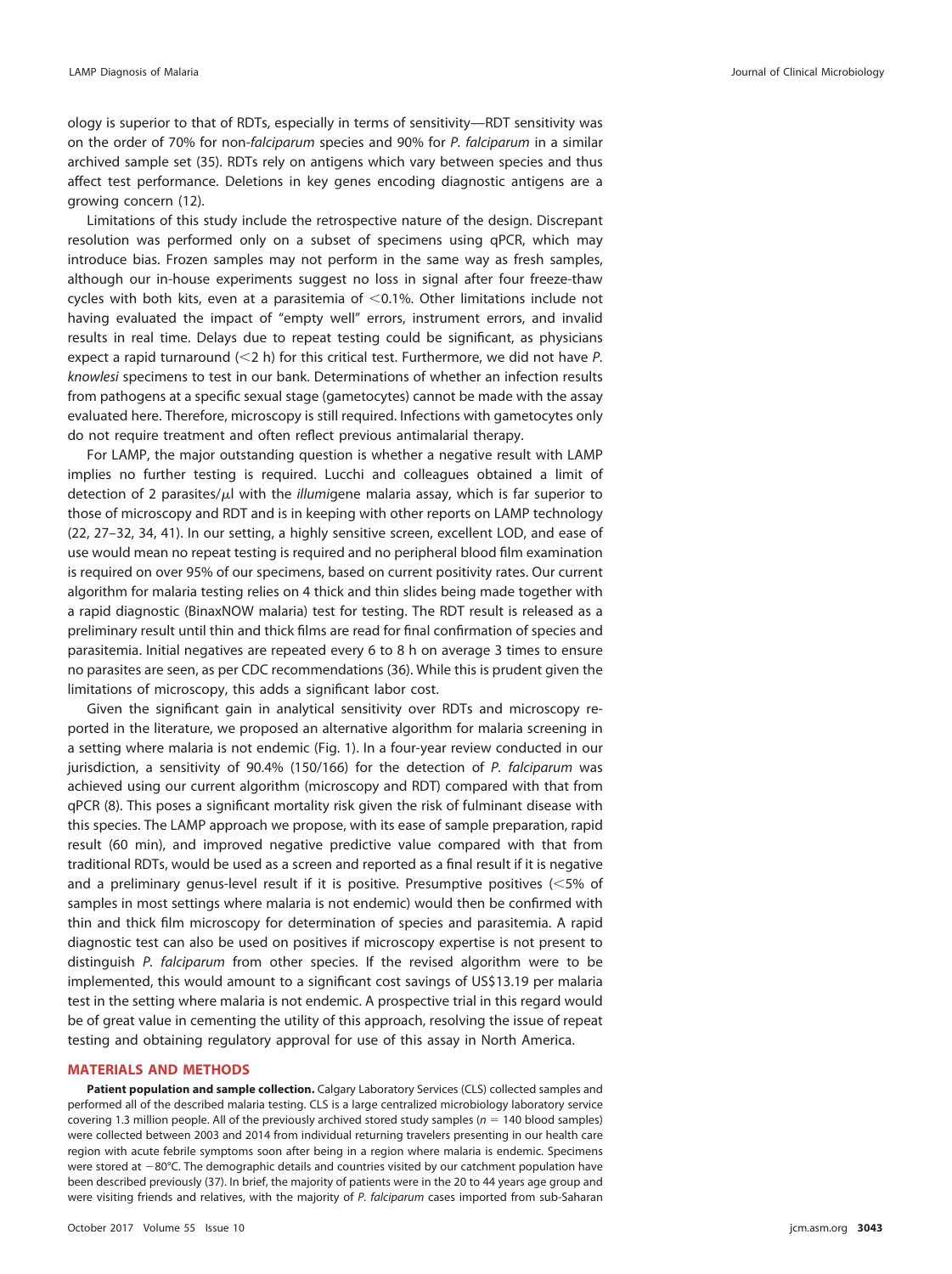ology is superior to that of RDTs, especially in terms of sensitivity—RDT sensitivity was on the order of 70% for non-*falciparum* species and 90% for *P. falciparum* in a similar archived sample set (35). RDTs rely on antigens which vary between species and thus affect test performance. Deletions in key genes encoding diagnostic antigens are a growing concern (12).

Limitations of this study include the retrospective nature of the design. Discrepant resolution was performed only on a subset of specimens using qPCR, which may introduce bias. Frozen samples may not perform in the same way as fresh samples, although our in-house experiments suggest no loss in signal after four freeze-thaw cycles with both kits, even at a parasitemia of <0.1%. Other limitations include not having evaluated the impact of "empty well" errors, instrument errors, and invalid results in real time. Delays due to repeat testing could be significant, as physicians expect a rapid turnaround (<2 h) for this critical test. Furthermore, we did not have *P. knowlesi* specimens to test in our bank. Determinations of whether an infection results from pathogens at a specific sexual stage (gametocytes) cannot be made with the assay evaluated here. Therefore, microscopy is still required. Infections with gametocytes only do not require treatment and often reflect previous antimalarial therapy.

For LAMP, the major outstanding question is whether a negative result with LAMP implies no further testing is required. Lucchi and colleagues obtained a limit of detection of 2 parasites/μl with the *illumi*gene malaria assay, which is far superior to those of microscopy and RDT and is in keeping with other reports on LAMP technology (22, 27–32, 34, 41). In our setting, a highly sensitive screen, excellent LOD, and ease of use would mean no repeat testing is required and no peripheral blood film examination is required on over 95% of our specimens, based on current positivity rates. Our current algorithm for malaria testing relies on 4 thick and thin slides being made together with a rapid diagnostic (BinaxNOW malaria) test for testing. The RDT result is released as a preliminary result until thin and thick films are read for final confirmation of species and parasitemia. Initial negatives are repeated every 6 to 8 h on average 3 times to ensure no parasites are seen, as per CDC recommendations (36). While this is prudent given the limitations of microscopy, this adds a significant labor cost.

Given the significant gain in analytical sensitivity over RDTs and microscopy reported in the literature, we proposed an alternative algorithm for malaria screening in a setting where malaria is not endemic (Fig. 1). In a four-year review conducted in our jurisdiction, a sensitivity of 90.4% (150/166) for the detection of *P. falciparum* was achieved using our current algorithm (microscopy and RDT) compared with that from qPCR (8). This poses a significant mortality risk given the risk of fulminant disease with this species. The LAMP approach we propose, with its ease of sample preparation, rapid result (60 min), and improved negative predictive value compared with that from traditional RDTs, would be used as a screen and reported as a final result if it is negative and a preliminary genus-level result if it is positive. Presumptive positives (<5% of samples in most settings where malaria is not endemic) would then be confirmed with thin and thick film microscopy for determination of species and parasitemia. A rapid diagnostic test can also be used on positives if microscopy expertise is not present to distinguish *P. falciparum* from other species. If the revised algorithm were to be implemented, this would amount to a significant cost savings of US$13.19 per malaria test in the setting where malaria is not endemic. A prospective trial in this regard would be of great value in cementing the utility of this approach, resolving the issue of repeat testing and obtaining regulatory approval for use of this assay in North America.

## MATERIALS AND METHODS

**Patient population and sample collection.** Calgary Laboratory Services (CLS) collected samples and performed all of the described malaria testing. CLS is a large centralized microbiology laboratory service covering 1.3 million people. All of the previously archived stored study samples ($n = 140$ blood samples) were collected between 2003 and 2014 from individual returning travelers presenting in our health care region with acute febrile symptoms soon after being in a region where malaria is endemic. Specimens were stored at −80°C. The demographic details and countries visited by our catchment population have been described previously (37). In brief, the majority of patients were in the 20 to 44 years age group and were visiting friends and relatives, with the majority of *P. falciparum* cases imported from sub-Saharan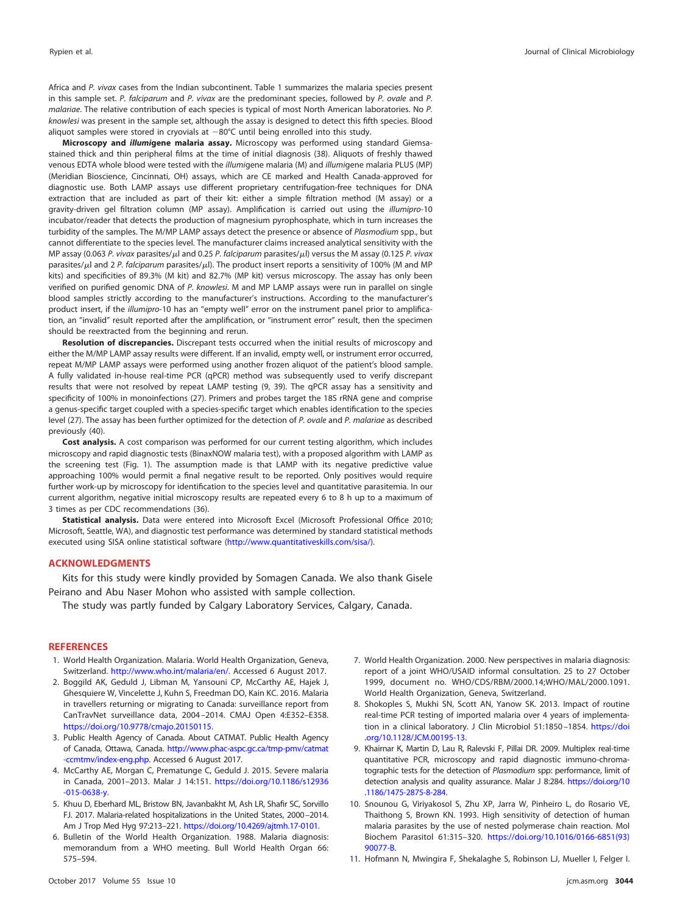Africa and *P. vivax* cases from the Indian subcontinent. Table 1 summarizes the malaria species present in this sample set. *P. falciparum* and *P. vivax* are the predominant species, followed by *P. ovale* and *P. malariae*. The relative contribution of each species is typical of most North American laboratories. No *P. knowlesi* was present in the sample set, although the assay is designed to detect this fifth species. Blood aliquot samples were stored in cryovials at −80°C until being enrolled into this study.

**Microscopy and *illumi*gene malaria assay.** Microscopy was performed using standard Giemsa-stained thick and thin peripheral films at the time of initial diagnosis (38). Aliquots of freshly thawed venous EDTA whole blood were tested with the *illumi*gene malaria (M) and *illumi*gene malaria PLUS (MP) (Meridian Bioscience, Cincinnati, OH) assays, which are CE marked and Health Canada-approved for diagnostic use. Both LAMP assays use different proprietary centrifugation-free techniques for DNA extraction that are included as part of their kit: either a simple filtration method (M assay) or a gravity-driven gel filtration column (MP assay). Amplification is carried out using the *illumipro*-10 incubator/reader that detects the production of magnesium pyrophosphate, which in turn increases the turbidity of the samples. The M/MP LAMP assays detect the presence or absence of *Plasmodium* spp., but cannot differentiate to the species level. The manufacturer claims increased analytical sensitivity with the MP assay (0.063 *P. vivax* parasites/μl and 0.25 *P. falciparum* parasites/μl) versus the M assay (0.125 *P. vivax* parasites/μl and 2 *P. falciparum* parasites/μl). The product insert reports a sensitivity of 100% (M and MP kits) and specificities of 89.3% (M kit) and 82.7% (MP kit) versus microscopy. The assay has only been verified on purified genomic DNA of *P. knowlesi*. M and MP LAMP assays were run in parallel on single blood samples strictly according to the manufacturer's instructions. According to the manufacturer's product insert, if the *illumipro*-10 has an "empty well" error on the instrument panel prior to amplification, an "invalid" result reported after the amplification, or "instrument error" result, then the specimen should be reextracted from the beginning and rerun.

**Resolution of discrepancies.** Discrepant tests occurred when the initial results of microscopy and either the M/MP LAMP assay results were different. If an invalid, empty well, or instrument error occurred, repeat M/MP LAMP assays were performed using another frozen aliquot of the patient's blood sample. A fully validated in-house real-time PCR (qPCR) method was subsequently used to verify discrepant results that were not resolved by repeat LAMP testing (9, 39). The qPCR assay has a sensitivity and specificity of 100% in monoinfections (27). Primers and probes target the 18S rRNA gene and comprise a genus-specific target coupled with a species-specific target which enables identification to the species level (27). The assay has been further optimized for the detection of *P. ovale* and *P. malariae* as described previously (40).

**Cost analysis.** A cost comparison was performed for our current testing algorithm, which includes microscopy and rapid diagnostic tests (BinaxNOW malaria test), with a proposed algorithm with LAMP as the screening test (Fig. 1). The assumption made is that LAMP with its negative predictive value approaching 100% would permit a final negative result to be reported. Only positives would require further work-up by microscopy for identification to the species level and quantitative parasitemia. In our current algorithm, negative initial microscopy results are repeated every 6 to 8 h up to a maximum of 3 times as per CDC recommendations (36).

**Statistical analysis.** Data were entered into Microsoft Excel (Microsoft Professional Office 2010; Microsoft, Seattle, WA), and diagnostic test performance was determined by standard statistical methods executed using SISA online statistical software (http://www.quantitativeskills.com/sisa/).

## ACKNOWLEDGMENTS

Kits for this study were kindly provided by Somagen Canada. We also thank Gisele Peirano and Abu Naser Mohon who assisted with sample collection.

The study was partly funded by Calgary Laboratory Services, Calgary, Canada.

## REFERENCES

1. World Health Organization. Malaria. World Health Organization, Geneva, Switzerland. http://www.who.int/malaria/en/. Accessed 6 August 2017.
2. Boggild AK, Geduld J, Libman M, Yansouni CP, McCarthy AE, Hajek J, Ghesquiere W, Vincelette J, Kuhn S, Freedman DO, Kain KC. 2016. Malaria in travellers returning or migrating to Canada: surveillance report from CanTravNet surveillance data, 2004–2014. CMAJ Open 4:E352–E358. https://doi.org/10.9778/cmajo.20150115.
3. Public Health Agency of Canada. About CATMAT. Public Health Agency of Canada, Ottawa, Canada. http://www.phac-aspc.gc.ca/tmp-pmv/catmat-ccmtmv/index-eng.php. Accessed 6 August 2017.
4. McCarthy AE, Morgan C, Prematunge C, Geduld J. 2015. Severe malaria in Canada, 2001–2013. Malar J 14:151. https://doi.org/10.1186/s12936-015-0638-y.
5. Khuu D, Eberhard ML, Bristow BN, Javanbakht M, Ash LR, Shafir SC, Sorvillo FJ. 2017. Malaria-related hospitalizations in the United States, 2000–2014. Am J Trop Med Hyg 97:213–221. https://doi.org/10.4269/ajtmh.17-0101.
6. Bulletin of the World Health Organization. 1988. Malaria diagnosis: memorandum from a WHO meeting. Bull World Health Organ 66: 575–594.
7. World Health Organization. 2000. New perspectives in malaria diagnosis: report of a joint WHO/USAID informal consultation. 25 to 27 October 1999, document no. WHO/CDS/RBM/2000.14;WHO/MAL/2000.1091. World Health Organization, Geneva, Switzerland.
8. Shokoples S, Mukhi SN, Scott AN, Yanow SK. 2013. Impact of routine real-time PCR testing of imported malaria over 4 years of implementation in a clinical laboratory. J Clin Microbiol 51:1850–1854. https://doi.org/10.1128/JCM.00195-13.
9. Khairnar K, Martin D, Lau R, Ralevski F, Pillai DR. 2009. Multiplex real-time quantitative PCR, microscopy and rapid diagnostic immuno-chromatographic tests for the detection of *Plasmodium* spp: performance, limit of detection analysis and quality assurance. Malar J 8:284. https://doi.org/10.1186/1475-2875-8-284.
10. Snounou G, Viriyakosol S, Zhu XP, Jarra W, Pinheiro L, do Rosario VE, Thaithong S, Brown KN. 1993. High sensitivity of detection of human malaria parasites by the use of nested polymerase chain reaction. Mol Biochem Parasitol 61:315–320. https://doi.org/10.1016/0166-6851(93)90077-B.
11. Hofmann N, Mwingira F, Shekalaghe S, Robinson LJ, Mueller I, Felger I.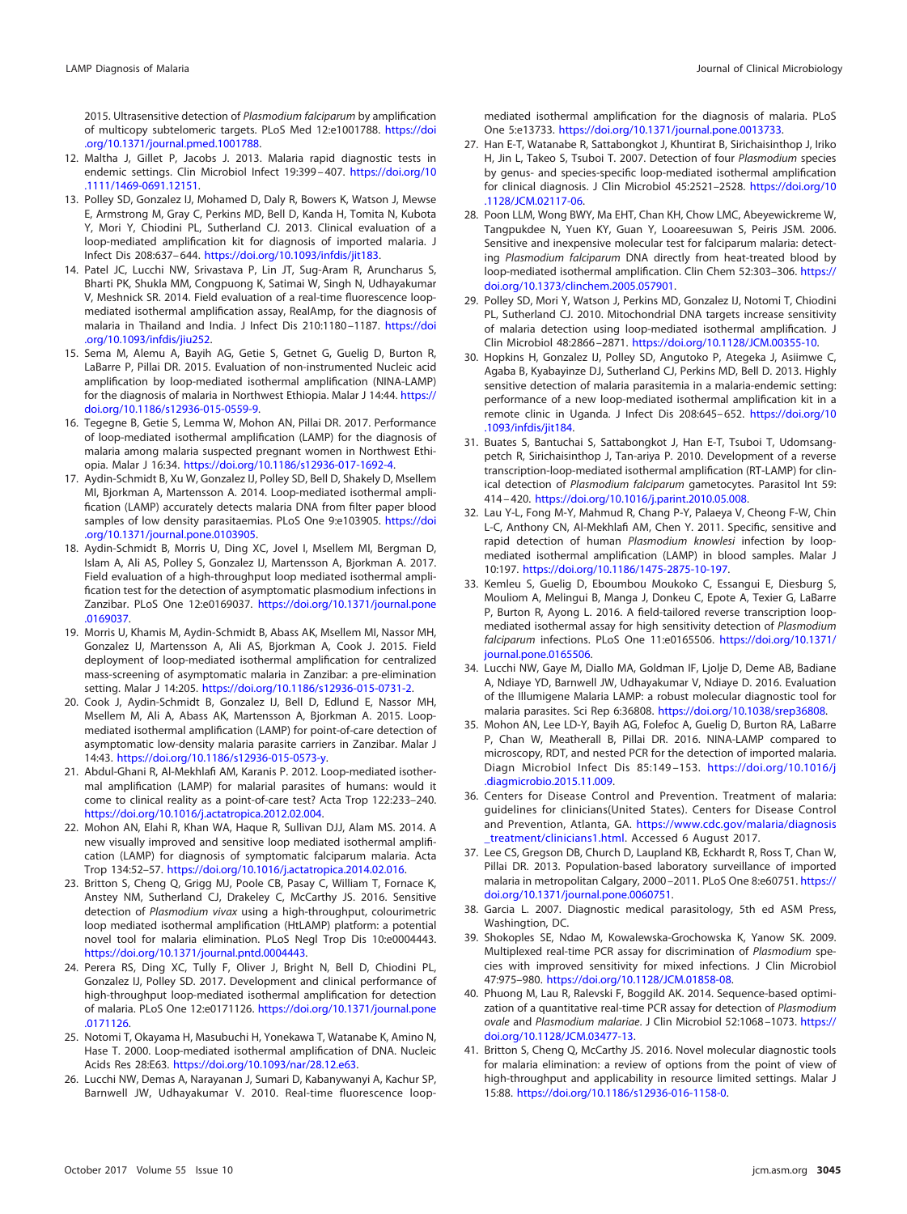2015. Ultrasensitive detection of *Plasmodium falciparum* by amplification of multicopy subtelomeric targets. PLoS Med 12:e1001788. https://doi.org/10.1371/journal.pmed.1001788.

12. Maltha J, Gillet P, Jacobs J. 2013. Malaria rapid diagnostic tests in endemic settings. Clin Microbiol Infect 19:399–407. https://doi.org/10.1111/1469-0691.12151.
13. Polley SD, Gonzalez IJ, Mohamed D, Daly R, Bowers K, Watson J, Mewse E, Armstrong M, Gray C, Perkins MD, Bell D, Kanda H, Tomita N, Kubota Y, Mori Y, Chiodini PL, Sutherland CJ. 2013. Clinical evaluation of a loop-mediated amplification kit for diagnosis of imported malaria. J Infect Dis 208:637–644. https://doi.org/10.1093/infdis/jit183.
14. Patel JC, Lucchi NW, Srivastava P, Lin JT, Sug-Aram R, Aruncharus S, Bharti PK, Shukla MM, Congpuong K, Satimai W, Singh N, Udhayakumar V, Meshnick SR. 2014. Field evaluation of a real-time fluorescence loop-mediated isothermal amplification assay, RealAmp, for the diagnosis of malaria in Thailand and India. J Infect Dis 210:1180–1187. https://doi.org/10.1093/infdis/jiu252.
15. Sema M, Alemu A, Bayih AG, Getie S, Getnet G, Guelig D, Burton R, LaBarre P, Pillai DR. 2015. Evaluation of non-instrumented Nucleic acid amplification by loop-mediated isothermal amplification (NINA-LAMP) for the diagnosis of malaria in Northwest Ethiopia. Malar J 14:44. https://doi.org/10.1186/s12936-015-0559-9.
16. Tegegne B, Getie S, Lemma W, Mohon AN, Pillai DR. 2017. Performance of loop-mediated isothermal amplification (LAMP) for the diagnosis of malaria among malaria suspected pregnant women in Northwest Ethiopia. Malar J 16:34. https://doi.org/10.1186/s12936-017-1692-4.
17. Aydin-Schmidt B, Xu W, Gonzalez IJ, Polley SD, Bell D, Shakely D, Msellem MI, Bjorkman A, Martensson A. 2014. Loop-mediated isothermal amplification (LAMP) accurately detects malaria DNA from filter paper blood samples of low density parasitaemias. PLoS One 9:e103905. https://doi.org/10.1371/journal.pone.0103905.
18. Aydin-Schmidt B, Morris U, Ding XC, Jovel I, Msellem MI, Bergman D, Islam A, Ali AS, Polley S, Gonzalez IJ, Martensson A, Bjorkman A. 2017. Field evaluation of a high-throughput loop mediated isothermal amplification test for the detection of asymptomatic plasmodium infections in Zanzibar. PLoS One 12:e0169037. https://doi.org/10.1371/journal.pone.0169037.
19. Morris U, Khamis M, Aydin-Schmidt B, Abass AK, Msellem MI, Nassor MH, Gonzalez IJ, Martensson A, Ali AS, Bjorkman A, Cook J. 2015. Field deployment of loop-mediated isothermal amplification for centralized mass-screening of asymptomatic malaria in Zanzibar: a pre-elimination setting. Malar J 14:205. https://doi.org/10.1186/s12936-015-0731-2.
20. Cook J, Aydin-Schmidt B, Gonzalez IJ, Bell D, Edlund E, Nassor MH, Msellem MI, Ali A, Abass AK, Martensson A, Bjorkman A. 2015. Loop-mediated isothermal amplification (LAMP) for point-of-care detection of asymptomatic low-density malaria parasite carriers in Zanzibar. Malar J 14:43. https://doi.org/10.1186/s12936-015-0573-y.
21. Abdul-Ghani R, Al-Mekhlafi AM, Karanis P. 2012. Loop-mediated isothermal amplification (LAMP) for malarial parasites of humans: would it come to clinical reality as a point-of-care test? Acta Trop 122:233–240. https://doi.org/10.1016/j.actatropica.2012.02.004.
22. Mohon AN, Elahi R, Khan WA, Haque R, Sullivan DJJ, Alam MS. 2014. A new visually improved and sensitive loop mediated isothermal amplification (LAMP) for diagnosis of symptomatic falciparum malaria. Acta Trop 134:52–57. https://doi.org/10.1016/j.actatropica.2014.02.016.
23. Britton S, Cheng Q, Grigg MJ, Poole CB, Pasay C, William T, Fornace K, Anstey NM, Sutherland CJ, Drakeley C, McCarthy JS. 2016. Sensitive detection of *Plasmodium vivax* using a high-throughput, colourimetric loop mediated isothermal amplification (HtLAMP) platform: a potential novel tool for malaria elimination. PLoS Negl Trop Dis 10:e0004443. https://doi.org/10.1371/journal.pntd.0004443.
24. Perera RS, Ding XC, Tully F, Oliver J, Bright N, Bell D, Chiodini PL, Gonzalez IJ, Polley SD. 2017. Development and clinical performance of high-throughput loop-mediated isothermal amplification for detection of malaria. PLoS One 12:e0171126. https://doi.org/10.1371/journal.pone.0171126.
25. Notomi T, Okayama H, Masubuchi H, Yonekawa T, Watanabe K, Amino N, Hase T. 2000. Loop-mediated isothermal amplification of DNA. Nucleic Acids Res 28:E63. https://doi.org/10.1093/nar/28.12.e63.
26. Lucchi NW, Demas A, Narayanan J, Sumari D, Kabanywanyi A, Kachur SP, Barnwell JW, Udhayakumar V. 2010. Real-time fluorescence loop-mediated isothermal amplification for the diagnosis of malaria. PLoS One 5:e13733. https://doi.org/10.1371/journal.pone.0013733.
27. Han E-T, Watanabe R, Sattabongkot J, Khuntirat B, Sirichaisinthop J, Iriko H, Jin L, Takeo S, Tsuboi T. 2007. Detection of four *Plasmodium* species by genus- and species-specific loop-mediated isothermal amplification for clinical diagnosis. J Clin Microbiol 45:2521–2528. https://doi.org/10.1128/JCM.02117-06.
28. Poon LLM, Wong BWY, Ma EHT, Chan KH, Chow LMC, Abeyewickreme W, Tangpukdee N, Yuen KY, Guan Y, Looareesuwan S, Peiris JSM. 2006. Sensitive and inexpensive molecular test for falciparum malaria: detecting *Plasmodium falciparum* DNA directly from heat-treated blood by loop-mediated isothermal amplification. Clin Chem 52:303–306. https://doi.org/10.1373/clinchem.2005.057901.
29. Polley SD, Mori Y, Watson J, Perkins MD, Gonzalez IJ, Notomi T, Chiodini PL, Sutherland CJ. 2010. Mitochondrial DNA targets increase sensitivity of malaria detection using loop-mediated isothermal amplification. J Clin Microbiol 48:2866–2871. https://doi.org/10.1128/JCM.00355-10.
30. Hopkins H, Gonzalez IJ, Polley SD, Angutoko P, Ategeka J, Asiimwe C, Agaba B, Kyabayinze DJ, Sutherland CJ, Perkins MD, Bell D. 2013. Highly sensitive detection of malaria parasitemia in a malaria-endemic setting: performance of a new loop-mediated isothermal amplification kit in a remote clinic in Uganda. J Infect Dis 208:645–652. https://doi.org/10.1093/infdis/jit184.
31. Buates S, Bantuchai S, Sattabongkot J, Han E-T, Tsuboi T, Udomsangpetch R, Sirichaisinthop J, Tan-ariya P. 2010. Development of a reverse transcription-loop-mediated isothermal amplification (RT-LAMP) for clinical detection of *Plasmodium falciparum* gametocytes. Parasitol Int 59:414–420. https://doi.org/10.1016/j.parint.2010.05.008.
32. Lau Y-L, Fong M-Y, Mahmud R, Chang P-Y, Palaeya V, Cheong F-W, Chin L-C, Anthony CN, Al-Mekhlafi AM, Chen Y. 2011. Specific, sensitive and rapid detection of human *Plasmodium knowlesi* infection by loop-mediated isothermal amplification (LAMP) in blood samples. Malar J 10:197. https://doi.org/10.1186/1475-2875-10-197.
33. Kemleu S, Guelig D, Eboumbou Moukoko C, Essangui E, Diesburg S, Mouliom A, Melingui B, Manga J, Donkeu C, Epote A, Texier G, LaBarre P, Burton R, Ayong L. 2016. A field-tailored reverse transcription loop-mediated isothermal assay for high sensitivity detection of *Plasmodium falciparum* infections. PLoS One 11:e0165506. https://doi.org/10.1371/journal.pone.0165506.
34. Lucchi NW, Gaye M, Diallo MA, Goldman IF, Ljolje D, Deme AB, Badiane A, Ndiaye YD, Barnwell JW, Udhayakumar V, Ndiaye D. 2016. Evaluation of the Illumigene Malaria LAMP: a robust molecular diagnostic tool for malaria parasites. Sci Rep 6:36808. https://doi.org/10.1038/srep36808.
35. Mohon AN, Lee LD-Y, Bayih AG, Folefoc A, Guelig D, Burton RA, LaBarre P, Chan W, Meatherall B, Pillai DR. 2016. NINA-LAMP compared to microscopy, RDT, and nested PCR for the detection of imported malaria. Diagn Microbiol Infect Dis 85:149–153. https://doi.org/10.1016/j.diagmicrobio.2015.11.009.
36. Centers for Disease Control and Prevention. Treatment of malaria: guidelines for clinicians(United States). Centers for Disease Control and Prevention, Atlanta, GA. https://www.cdc.gov/malaria/diagnosis_treatment/clinicians1.html. Accessed 6 August 2017.
37. Lee CS, Gregson DB, Church D, Laupland KB, Eckhardt R, Ross T, Chan W, Pillai DR. 2013. Population-based laboratory surveillance of imported malaria in metropolitan Calgary, 2000–2011. PLoS One 8:e60751. https://doi.org/10.1371/journal.pone.0060751.
38. Garcia L. 2007. Diagnostic medical parasitology, 5th ed ASM Press, Washington, DC.
39. Shokoples SE, Ndao M, Kowalewska-Grochowska K, Yanow SK. 2009. Multiplexed real-time PCR assay for discrimination of *Plasmodium* species with improved sensitivity for mixed infections. J Clin Microbiol 47:975–980. https://doi.org/10.1128/JCM.01858-08.
40. Phuong M, Lau R, Ralevski F, Boggild AK. 2014. Sequence-based optimization of a quantitative real-time PCR assay for detection of *Plasmodium ovale* and *Plasmodium malariae*. J Clin Microbiol 52:1068–1073. https://doi.org/10.1128/JCM.03477-13.
41. Britton S, Cheng Q, McCarthy JS. 2016. Novel molecular diagnostic tools for malaria elimination: a review of options from the point of view of high-throughput and applicability in resource limited settings. Malar J 15:88. https://doi.org/10.1186/s12936-016-1158-0.